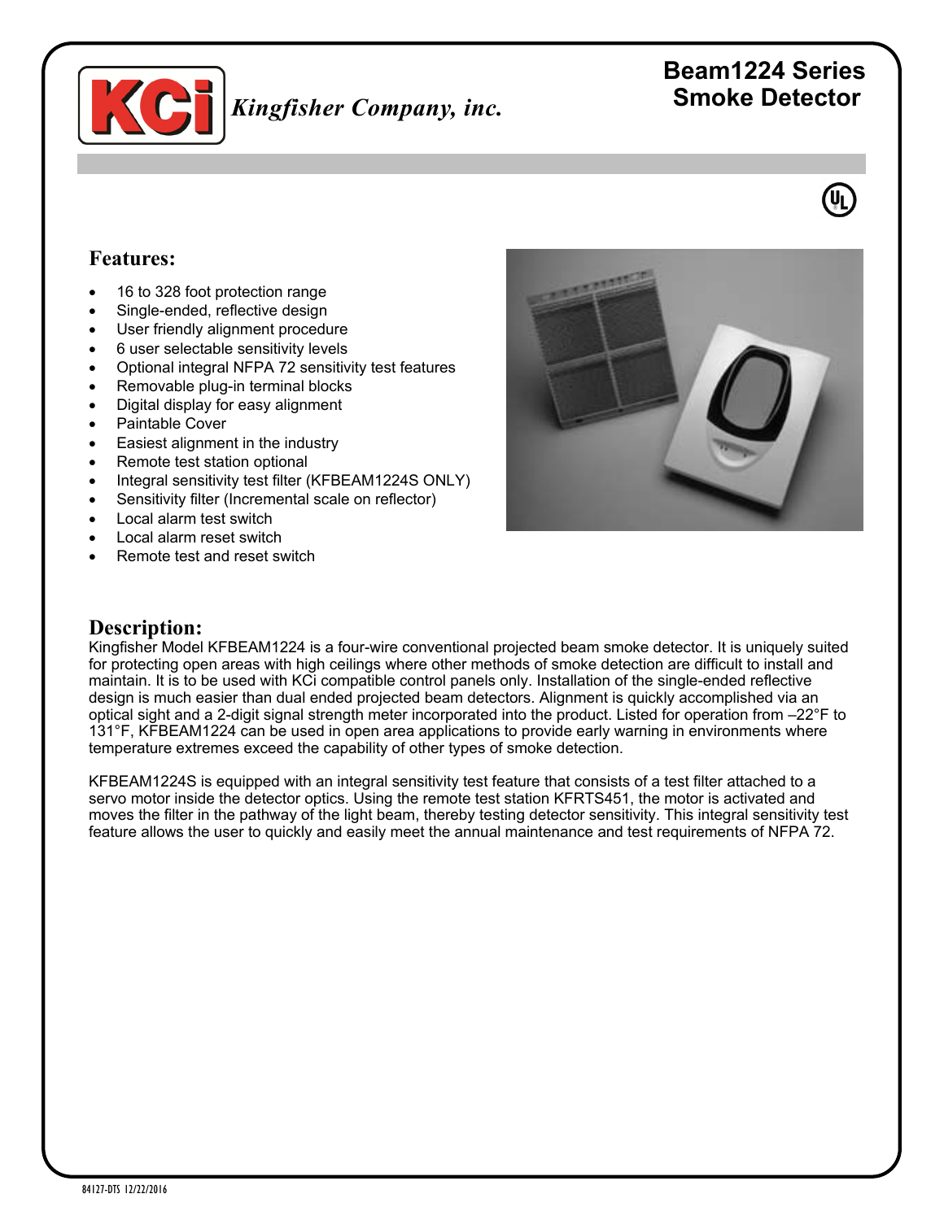Kingfisher Company, inc.

# Beam1224 Series Smoke Detector

## Features:

- 16 to 328 foot protection range
- Single-ended, reflective design
- User friendly alignment procedure
- 6 user selectable sensitivity levels
- Optional integral NFPA 72 sensitivity test features
- Removable plug-in terminal blocks
- Digital display for easy alignment
- Paintable Cover
- Easiest alignment in the industry
- Remote test station optional
- Integral sensitivity test filter (KFBEAM1224S ONLY)
- Sensitivity filter (Incremental scale on reflector)
- Local alarm test switch
- Local alarm reset switch
- Remote test and reset switch

## Description:

Kingfisher Model KFBEAM1224 is a four-wire conventional projected beam smoke detector. It is uniquely suited for protecting open areas with high ceilings where other methods of smoke detection are difficult to install and maintain. It is to be used with KCi compatible control panels only. Installation of the single-ended reflective design is much easier than dual ended projected beam detectors. Alignment is quickly accomplished via an optical sight and a 2-digit signal strength meter incorporated into the product. Listed for operation from –22°F to 131°F, KFBEAM1224 can be used in open area applications to provide early warning in environments where temperature extremes exceed the capability of other types of smoke detection.

KFBEAM1224S is equipped with an integral sensitivity test feature that consists of a test filter attached to a servo motor inside the detector optics. Using the remote test station KFRTS451, the motor is activated and moves the filter in the pathway of the light beam, thereby testing detector sensitivity. This integral sensitivity test feature allows the user to quickly and easily meet the annual maintenance and test requirements of NFPA 72.

84127-DTS 12/22/2016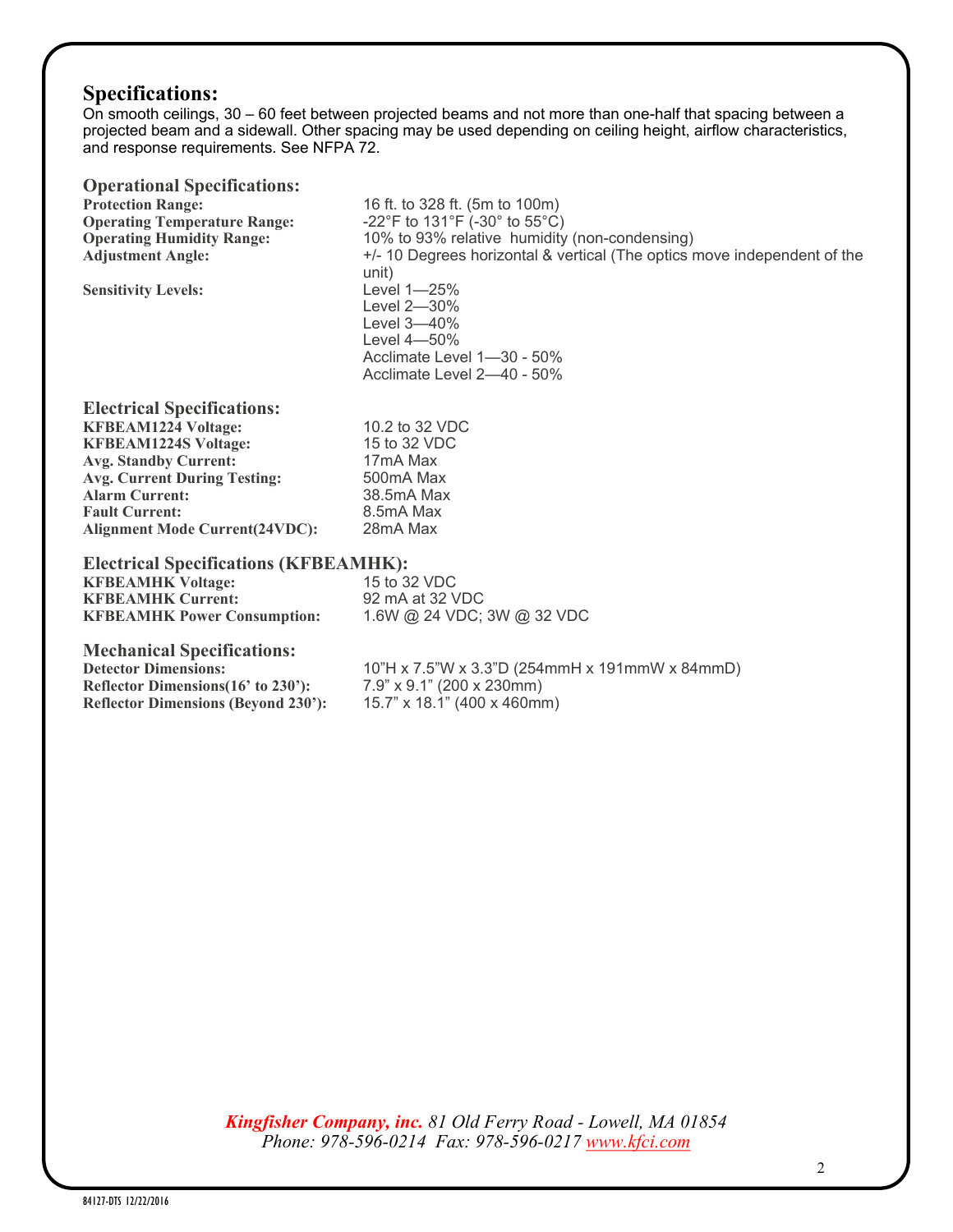## Specifications:

On smooth ceilings, 30 – 60 feet between projected beams and not more than one-half that spacing between a projected beam and a sidewall. Other spacing may be used depending on ceiling height, airflow characteristics, and response requirements. See NFPA 72.

### Operational Specifications:

| | |
|---|---|
| **Protection Range:** | 16 ft. to 328 ft. (5m to 100m) |
| **Operating Temperature Range:** | -22°F to 131°F (-30° to 55°C) |
| **Operating Humidity Range:** | 10% to 93% relative humidity (non-condensing) |
| **Adjustment Angle:** | +/- 10 Degrees horizontal & vertical (The optics move independent of the unit) |
| **Sensitivity Levels:** | Level 1—25%<br>Level 2—30%<br>Level 3—40%<br>Level 4—50%<br>Acclimate Level 1—30 - 50%<br>Acclimate Level 2—40 - 50% |

### Electrical Specifications:

| | |
|---|---|
| **KFBEAM1224 Voltage:** | 10.2 to 32 VDC |
| **KFBEAM1224S Voltage:** | 15 to 32 VDC |
| **Avg. Standby Current:** | 17mA Max |
| **Avg. Current During Testing:** | 500mA Max |
| **Alarm Current:** | 38.5mA Max |
| **Fault Current:** | 8.5mA Max |
| **Alignment Mode Current(24VDC):** | 28mA Max |

### Electrical Specifications (KFBEAMHK):

| | |
|---|---|
| **KFBEAMHK Voltage:** | 15 to 32 VDC |
| **KFBEAMHK Current:** | 92 mA at 32 VDC |
| **KFBEAMHK Power Consumption:** | 1.6W @ 24 VDC; 3W @ 32 VDC |

### Mechanical Specifications:

| | |
|---|---|
| **Detector Dimensions:** | 10"H x 7.5"W x 3.3"D (254mmH x 191mmW x 84mmD) |
| **Reflector Dimensions(16' to 230'):** | 7.9" x 9.1" (200 x 230mm) |
| **Reflector Dimensions (Beyond 230'):** | 15.7" x 18.1" (400 x 460mm) |

***Kingfisher Company, inc.*** *81 Old Ferry Road - Lowell, MA 01854*
*Phone: 978-596-0214 Fax: 978-596-0217 [www.kfci.com](http://www.kfci.com)*

84127-DTS 12/22/2016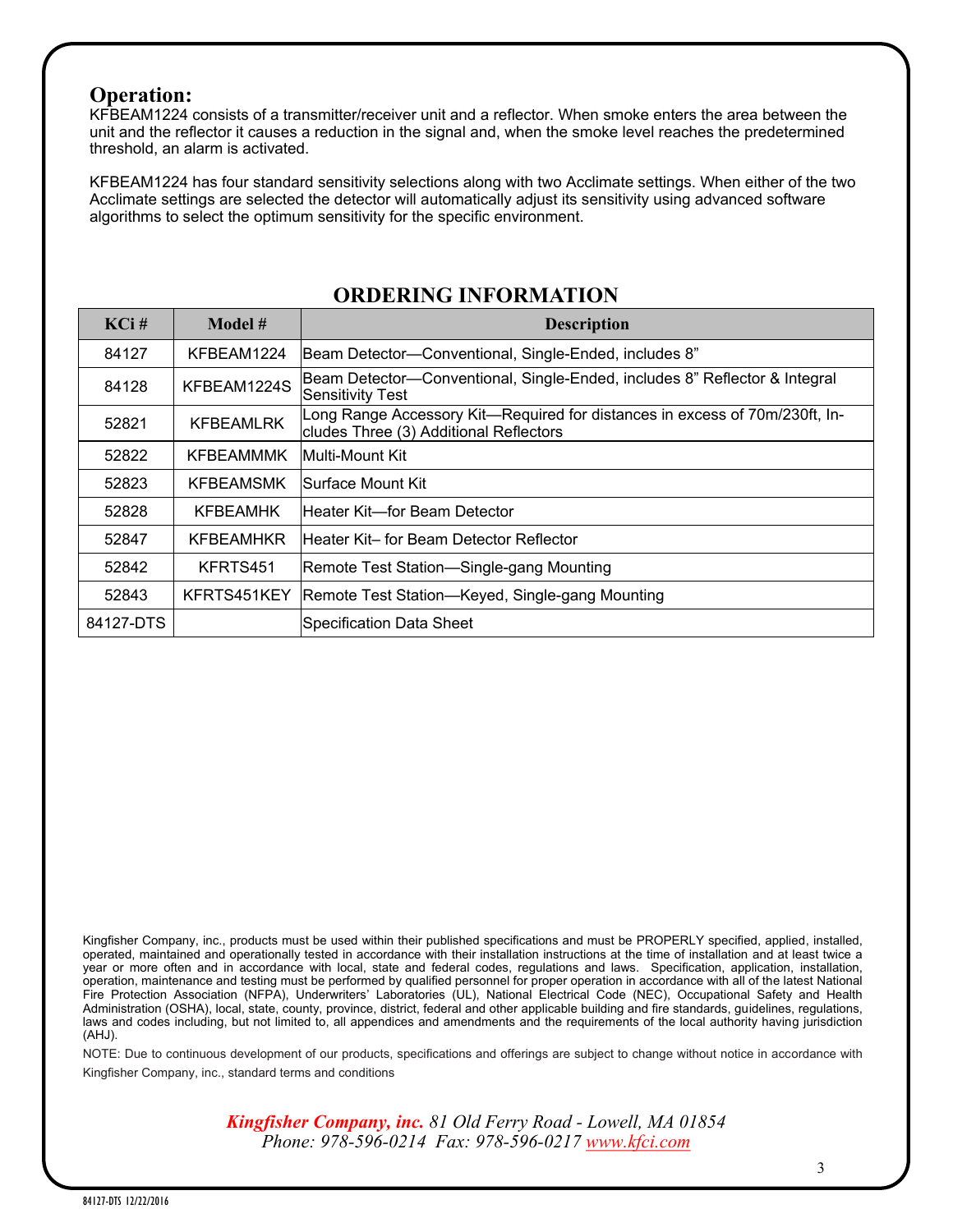## Operation:

KFBEAM1224 consists of a transmitter/receiver unit and a reflector. When smoke enters the area between the unit and the reflector it causes a reduction in the signal and, when the smoke level reaches the predetermined threshold, an alarm is activated.

KFBEAM1224 has four standard sensitivity selections along with two Acclimate settings. When either of the two Acclimate settings are selected the detector will automatically adjust its sensitivity using advanced software algorithms to select the optimum sensitivity for the specific environment.

## ORDERING INFORMATION

| KCi # | Model # | Description |
|---|---|---|
| 84127 | KFBEAM1224 | Beam Detector—Conventional, Single-Ended, includes 8” |
| 84128 | KFBEAM1224S | Beam Detector—Conventional, Single-Ended, includes 8” Reflector & Integral Sensitivity Test |
| 52821 | KFBEAMLRK | Long Range Accessory Kit—Required for distances in excess of 70m/230ft, Includes Three (3) Additional Reflectors |
| 52822 | KFBEAMMMK | Multi-Mount Kit |
| 52823 | KFBEAMSMK | Surface Mount Kit |
| 52828 | KFBEAMHK | Heater Kit—for Beam Detector |
| 52847 | KFBEAMHKR | Heater Kit– for Beam Detector Reflector |
| 52842 | KFRTS451 | Remote Test Station—Single-gang Mounting |
| 52843 | KFRTS451KEY | Remote Test Station—Keyed, Single-gang Mounting |
| 84127-DTS | | Specification Data Sheet |

Kingfisher Company, inc., products must be used within their published specifications and must be PROPERLY specified, applied, installed, operated, maintained and operationally tested in accordance with their installation instructions at the time of installation and at least twice a year or more often and in accordance with local, state and federal codes, regulations and laws. Specification, application, installation, operation, maintenance and testing must be performed by qualified personnel for proper operation in accordance with all of the latest National Fire Protection Association (NFPA), Underwriters' Laboratories (UL), National Electrical Code (NEC), Occupational Safety and Health Administration (OSHA), local, state, county, province, district, federal and other applicable building and fire standards, guidelines, regulations, laws and codes including, but not limited to, all appendices and amendments and the requirements of the local authority having jurisdiction (AHJ).

NOTE: Due to continuous development of our products, specifications and offerings are subject to change without notice in accordance with Kingfisher Company, inc., standard terms and conditions

***Kingfisher Company, inc.*** *81 Old Ferry Road - Lowell, MA 01854*
*Phone: 978-596-0214 Fax: 978-596-0217 www.kfci.com*

84127-DTS 12/22/2016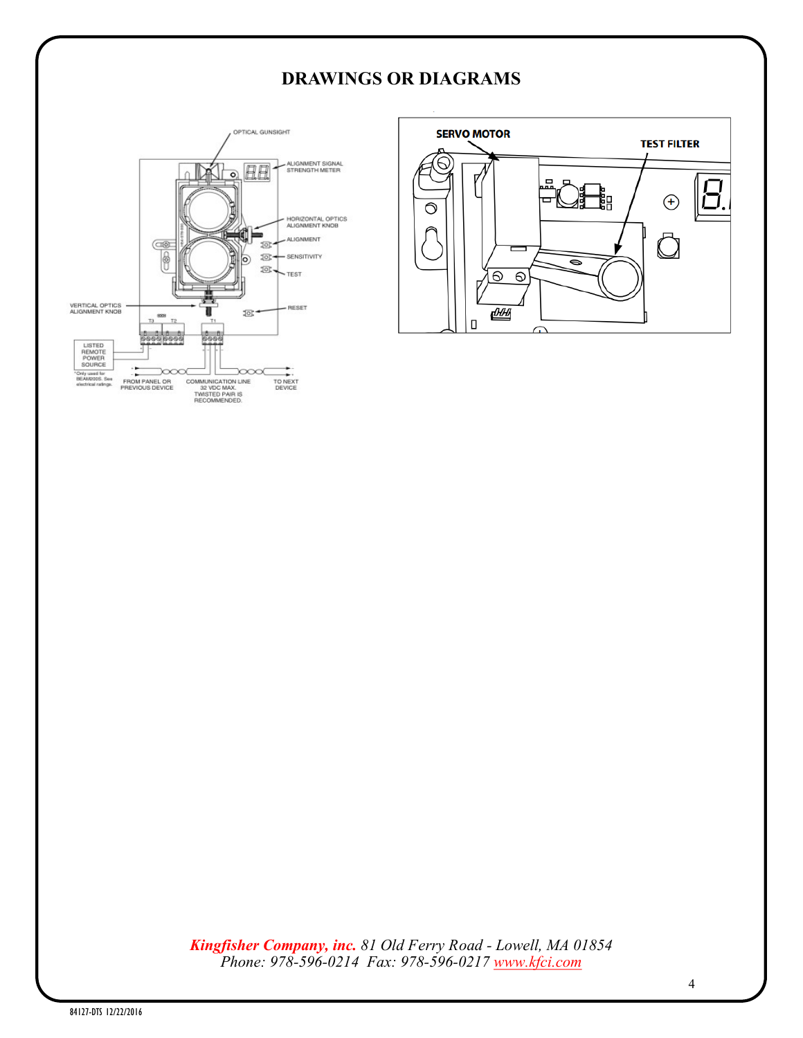# DRAWINGS OR DIAGRAMS

OPTICAL GUNSIGHT

ALIGNMENT SIGNAL STRENGTH METER

HORIZONTAL OPTICS ALIGNMENT KNOB

ALIGNMENT

SENSITIVITY

TEST

VERTICAL OPTICS ALIGNMENT KNOB

RESET

T3

T2

T1

LISTED REMOTE POWER SOURCE

*Only used for BEAM200S. See electrical ratings.

FROM PANEL OR PREVIOUS DEVICE

COMMUNICATION LINE 32 VDC MAX. TWISTED PAIR IS RECOMMENDED.

TO NEXT DEVICE

SERVO MOTOR

TEST FILTER

*Kingfisher Company, inc.* *81 Old Ferry Road - Lowell, MA 01854*
*Phone: 978-596-0214 Fax: 978-596-0217* [www.kfci.com](http://www.kfci.com)

84127-DTS 12/22/2016